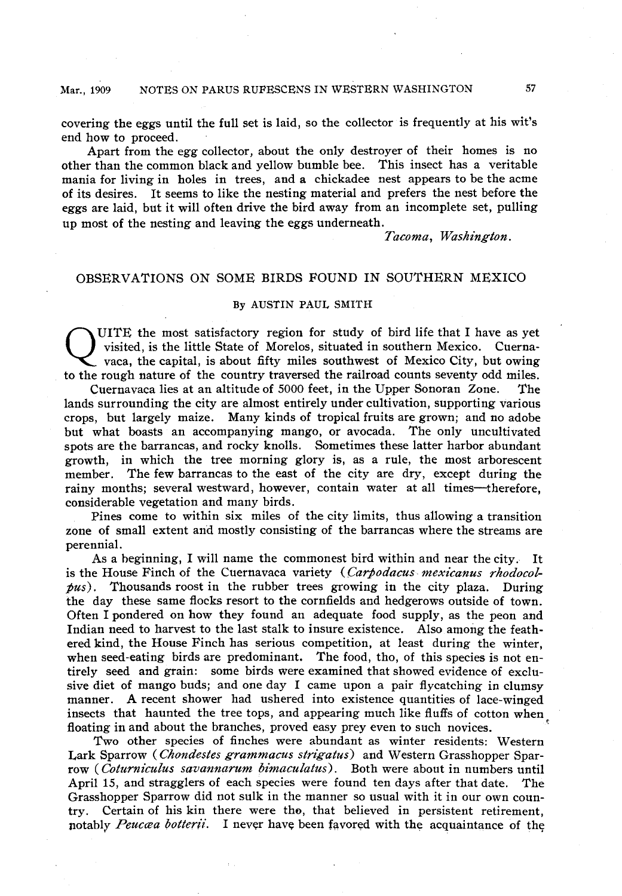covering the eggs until the full set is laid, so the collector is frequently at his wit's end how to proceed.

Apart from the egg collector, about the only destroyer of their homes is no other than the common black and yellow bumble bee. This insect has a veritable mania for living in holes in trees, and a chickadee nest appears to be the acme of its desires. It seems to like the nesting material and prefers the nest before the eggs are laid, but it will often drive the bird away from an incomplete set, pulling up most of the nesting and leaving the eggs underneath.

*Tacoma, Washington.*

## OBSERVATIONS ON SOME BIRDS FOUND IN SOUTHERN MEXICO

By AUSTIN PAUL SMITH

QUITE the most satisfactory region for study of bird life that I have as yet visited, is the little State of Morelos, situated in southern Mexico. Cuernavaca, the capital, is about fifty miles southwest of Mexico City, but owing to the rough nature of the country traversed the railroad counts seventy odd miles.

Cuernavaca lies at an altitude of 5000 feet, in the Upper Sonoran Zone. The lands surrounding the city are almost entirely under cultivation, supporting various crops, but largely maize. Many kinds of tropical fruits are grown; and no adobe but what boasts an accompanying mango, or avocada. The only uncultivated spots are the barrancas, and rocky knolls. Sometimes these latter harbor abundant growth, in which the tree morning glory is, as a rule, the most arborescent member. The few barrancas to the east of the city are dry, except during the rainy months; several westward, however, contain water at all times—therefore, considerable vegetation and many birds.

Pines come to within six miles of the city limits, thus allowing a transition zone of small extent and mostly consisting of the barrancas where the streams are perennial.

As a beginning, I will name the commonest bird within and near the city. It is the House Finch of the Cuernavaca variety (*Carpodacus mexicanus rhodocolpus*). Thousands roost in the rubber trees growing in the city plaza. During the day these same flocks resort to the cornfields and hedgerows outside of town. Often I pondered on how they found an adequate food supply, as the peon and Indian need to harvest to the last stalk to insure existence. Also among the feathered kind, the House Finch has serious competition, at least during the winter, when seed-eating birds are predominant. The food, tho, of this species is not entirely seed and grain: some birds were examined that showed evidence of exclusive diet of mango buds; and one day I came upon a pair flycatching in clumsy manner. A recent shower had ushered into existence quantities of lace-winged insects that haunted the tree tops, and appearing much like fluffs of cotton when floating in and about the branches, proved easy prey even to such novices.

Two other species of finches were abundant as winter residents: Western Lark Sparrow (*Chondestes grammacus strigatus*) and Western Grasshopper Sparrow (*Coturniculus savannarum bimaculatus*). Both were about in numbers until April 15, and stragglers of each species were found ten days after that date. The Grasshopper Sparrow did not sulk in the manner so usual with it in our own country. Certain of his kin there were tho, that believed in persistent retirement, notably *Peucæa botterii*. I never have been favored with the acquaintance of the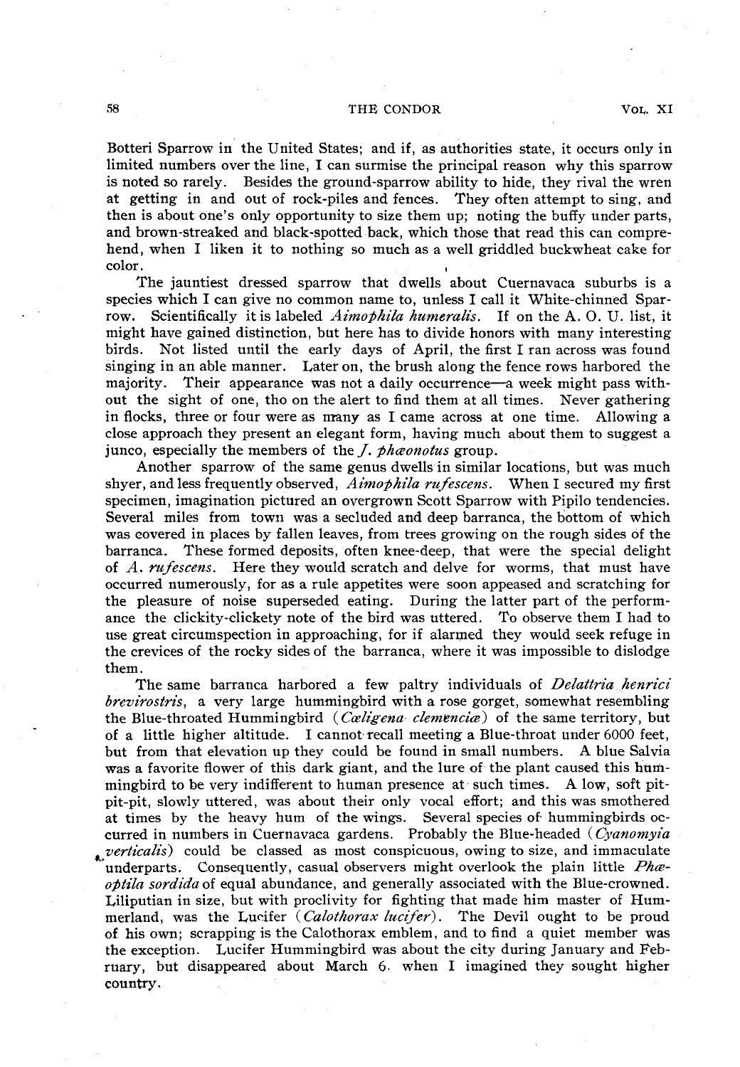Botteri Sparrow in the United States; and if, as authorities state, it occurs only in limited numbers over the line, I can surmise the principal reason why this sparrow is noted so rarely. Besides the ground-sparrow ability to hide, they rival the wren at getting in and out of rock-piles and fences. They often attempt to sing, and then is about one's only opportunity to size them up; noting the buffy under parts, and brown-streaked and black-spotted back, which those that read this can comprehend, when I liken it to nothing so much as a well griddled buckwheat cake for color.

The jauntiest dressed sparrow that dwells about Cuernavaca suburbs is a species which I can give no common name to, unless I call it White-chinned Sparrow. Scientifically it is labeled *Aimophila humeralis*. If on the A. O. U. list, it might have gained distinction, but here has to divide honors with many interesting birds. Not listed until the early days of April, the first I ran across was found singing in an able manner. Later on, the brush along the fence rows harbored the majority. Their appearance was not a daily occurrence—a week might pass without the sight of one, tho on the alert to find them at all times. Never gathering in flocks, three or four were as many as I came across at one time. Allowing a close approach they present an elegant form, having much about them to suggest a junco, especially the members of the *J. phæonotus* group.

Another sparrow of the same genus dwells in similar locations, but was much shyer, and less frequently observed, *Aimophila rufescens*. When I secured my first specimen, imagination pictured an overgrown Scott Sparrow with Pipilo tendencies. Several miles from town was a secluded and deep barranca, the bottom of which was covered in places by fallen leaves, from trees growing on the rough sides of the barranca. These formed deposits, often knee-deep, that were the special delight of *A. rufescens*. Here they would scratch and delve for worms, that must have occurred numerously, for as a rule appetites were soon appeased and scratching for the pleasure of noise superseded eating. During the latter part of the performance the clickity-clickety note of the bird was uttered. To observe them I had to use great circumspection in approaching, for if alarmed they would seek refuge in the crevices of the rocky sides of the barranca, where it was impossible to dislodge them.

The same barranca harbored a few paltry individuals of *Delattria henrici brevirostris*, a very large hummingbird with a rose gorget, somewhat resembling the Blue-throated Hummingbird (*Cœligena clemenciæ*) of the same territory, but of a little higher altitude. I cannot recall meeting a Blue-throat under 6000 feet, but from that elevation up they could be found in small numbers. A blue Salvia was a favorite flower of this dark giant, and the lure of the plant caused this hummingbird to be very indifferent to human presence at such times. A low, soft pit-pit-pit, slowly uttered, was about their only vocal effort; and this was smothered at times by the heavy hum of the wings. Several species of hummingbirds occurred in numbers in Cuernavaca gardens. Probably the Blue-headed (*Cyanomyia verticalis*) could be classed as most conspicuous, owing to size, and immaculate underparts. Consequently, casual observers might overlook the plain little *Phæoptila sordida* of equal abundance, and generally associated with the Blue-crowned. Liliputian in size, but with proclivity for fighting that made him master of Hummerland, was the Lucifer (*Calothorax lucifer*). The Devil ought to be proud of his own; scrapping is the Calothorax emblem, and to find a quiet member was the exception. Lucifer Hummingbird was about the city during January and February, but disappeared about March 6. when I imagined they sought higher country.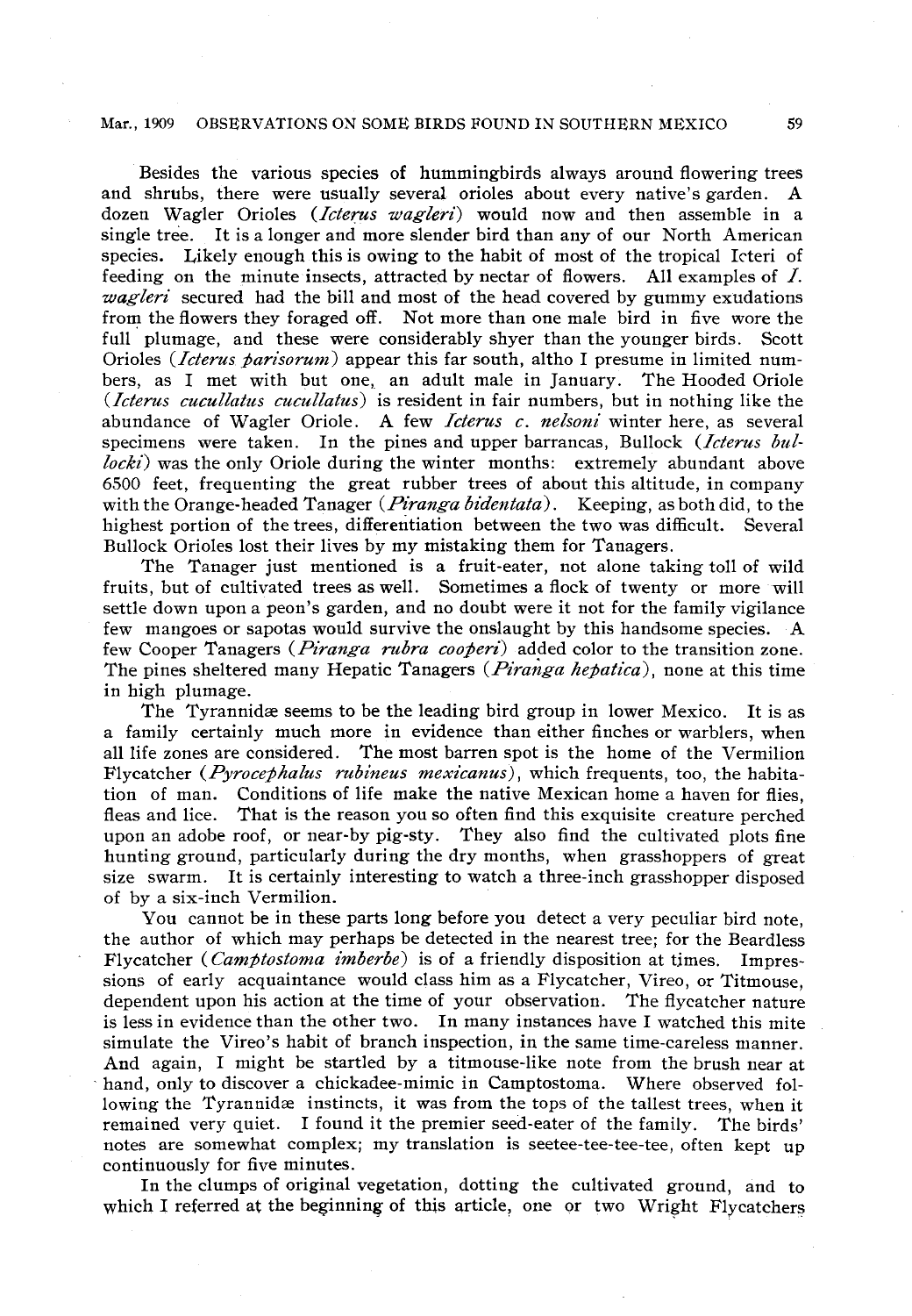Besides the various species of hummingbirds always around flowering trees and shrubs, there were usually several orioles about every native's garden. A dozen Wagler Orioles (*Icterus wagleri*) would now and then assemble in a single tree. It is a longer and more slender bird than any of our North American species. Likely enough this is owing to the habit of most of the tropical Icteri of feeding on the minute insects, attracted by nectar of flowers. All examples of *I. wagleri* secured had the bill and most of the head covered by gummy exudations from the flowers they foraged off. Not more than one male bird in five wore the full plumage, and these were considerably shyer than the younger birds. Scott Orioles (*Icterus parisorum*) appear this far south, altho I presume in limited numbers, as I met with but one, an adult male in January. The Hooded Oriole (*Icterus cucullatus cucullatus*) is resident in fair numbers, but in nothing like the abundance of Wagler Oriole. A few *Icterus c. nelsoni* winter here, as several specimens were taken. In the pines and upper barrancas, Bullock (*Icterus bullocki*) was the only Oriole during the winter months: extremely abundant above 6500 feet, frequenting the great rubber trees of about this altitude, in company with the Orange-headed Tanager (*Piranga bidentata*). Keeping, as both did, to the highest portion of the trees, differentiation between the two was difficult. Several Bullock Orioles lost their lives by my mistaking them for Tanagers.

The Tanager just mentioned is a fruit-eater, not alone taking toll of wild fruits, but of cultivated trees as well. Sometimes a flock of twenty or more will settle down upon a peon's garden, and no doubt were it not for the family vigilance few mangoes or sapotas would survive the onslaught by this handsome species. A few Cooper Tanagers (*Piranga rubra cooperi*) added color to the transition zone. The pines sheltered many Hepatic Tanagers (*Piranga hepatica*), none at this time in high plumage.

The Tyrannidæ seems to be the leading bird group in lower Mexico. It is as a family certainly much more in evidence than either finches or warblers, when all life zones are considered. The most barren spot is the home of the Vermilion Flycatcher (*Pyrocephalus rubineus mexicanus*), which frequents, too, the habitation of man. Conditions of life make the native Mexican home a haven for flies, fleas and lice. That is the reason you so often find this exquisite creature perched upon an adobe roof, or near-by pig-sty. They also find the cultivated plots fine hunting ground, particularly during the dry months, when grasshoppers of great size swarm. It is certainly interesting to watch a three-inch grasshopper disposed of by a six-inch Vermilion.

You cannot be in these parts long before you detect a very peculiar bird note, the author of which may perhaps be detected in the nearest tree; for the Beardless Flycatcher (*Camptostoma imberbe*) is of a friendly disposition at times. Impressions of early acquaintance would class him as a Flycatcher, Vireo, or Titmouse, dependent upon his action at the time of your observation. The flycatcher nature is less in evidence than the other two. In many instances have I watched this mite simulate the Vireo's habit of branch inspection, in the same time-careless manner. And again, I might be startled by a titmouse-like note from the brush near at hand, only to discover a chickadee-mimic in Camptostoma. Where observed following the Tyrannidæ instincts, it was from the tops of the tallest trees, when it remained very quiet. I found it the premier seed-eater of the family. The birds' notes are somewhat complex; my translation is seetee-tee-tee-tee, often kept up continuously for five minutes.

In the clumps of original vegetation, dotting the cultivated ground, and to which I referred at the beginning of this article, one or two Wright Flycatchers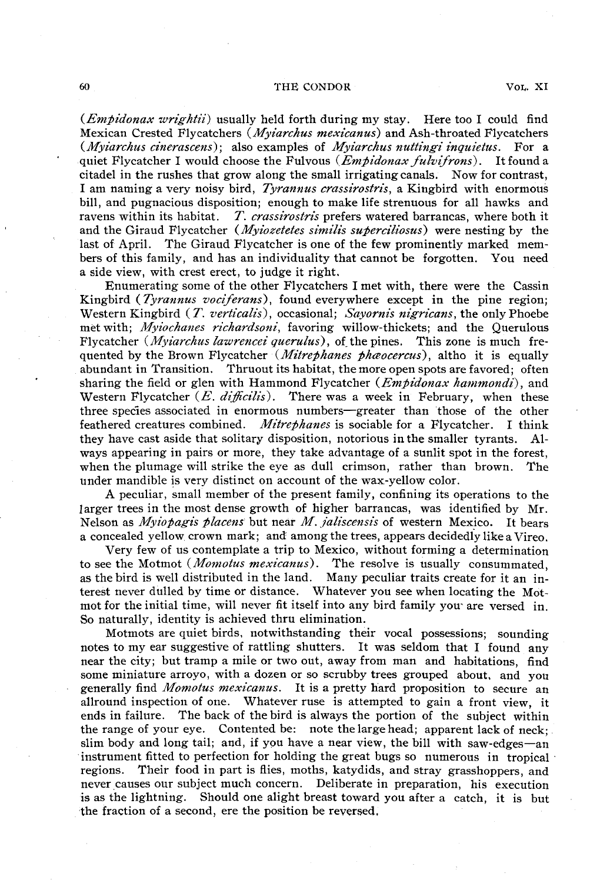(*Empidonax wrightii*) usually held forth during my stay. Here too I could find Mexican Crested Flycatchers (*Myiarchus mexicanus*) and Ash-throated Flycatchers (*Myiarchus cinerascens*); also examples of *Myiarchus nuttingi inquietus*. For a quiet Flycatcher I would choose the Fulvous (*Empidonax fulvifrons*). It found a citadel in the rushes that grow along the small irrigating canals. Now for contrast, I am naming a very noisy bird, *Tyrannus crassirostris*, a Kingbird with enormous bill, and pugnacious disposition; enough to make life strenuous for all hawks and ravens within its habitat. *T. crassirostris* prefers watered barrancas, where both it and the Giraud Flycatcher (*Myiozetetes similis superciliosus*) were nesting by the last of April. The Giraud Flycatcher is one of the few prominently marked members of this family, and has an individuality that cannot be forgotten. You need a side view, with crest erect, to judge it right.

Enumerating some of the other Flycatchers I met with, there were the Cassin Kingbird (*Tyrannus vociferans*), found everywhere except in the pine region; Western Kingbird (*T. verticalis*), occasional; *Sayornis nigricans*, the only Phoebe met with; *Myiochanes richardsoni*, favoring willow-thickets; and the Querulous Flycatcher (*Myiarchus lawrencei querulus*), of the pines. This zone is much frequented by the Brown Flycatcher (*Mitrephanes phæocercus*), altho it is equally abundant in Transition. Thruout its habitat, the more open spots are favored; often sharing the field or glen with Hammond Flycatcher (*Empidonax hammondi*), and Western Flycatcher (*E. difficilis*). There was a week in February, when these three species associated in enormous numbers—greater than those of the other feathered creatures combined. *Mitrephanes* is sociable for a Flycatcher. I think they have cast aside that solitary disposition, notorious in the smaller tyrants. Always appearing in pairs or more, they take advantage of a sunlit spot in the forest, when the plumage will strike the eye as dull crimson, rather than brown. The under mandible is very distinct on account of the wax-yellow color.

A peculiar, small member of the present family, confining its operations to the larger trees in the most dense growth of higher barrancas, was identified by Mr. Nelson as *Myiopagis placens* but near *M. jaliscensis* of western Mexico. It bears a concealed yellow crown mark; and among the trees, appears decidedly like a Vireo.

Very few of us contemplate a trip to Mexico, without forming a determination to see the Motmot (*Momotus mexicanus*). The resolve is usually consummated, as the bird is well distributed in the land. Many peculiar traits create for it an interest never dulled by time or distance. Whatever you see when locating the Motmot for the initial time, will never fit itself into any bird family you are versed in. So naturally, identity is achieved thru elimination.

Motmots are quiet birds, notwithstanding their vocal possessions; sounding notes to my ear suggestive of rattling shutters. It was seldom that I found any near the city; but tramp a mile or two out, away from man and habitations, find some miniature arroyo, with a dozen or so scrubby trees grouped about, and you generally find *Momotus mexicanus*. It is a pretty hard proposition to secure an allround inspection of one. Whatever ruse is attempted to gain a front view, it ends in failure. The back of the bird is always the portion of the subject within the range of your eye. Contented be: note the large head; apparent lack of neck; slim body and long tail; and, if you have a near view, the bill with saw-edges—an instrument fitted to perfection for holding the great bugs so numerous in tropical regions. Their food in part is flies, moths, katydids, and stray grasshoppers, and never causes our subject much concern. Deliberate in preparation, his execution is as the lightning. Should one alight breast toward you after a catch, it is but the fraction of a second, ere the position be reversed.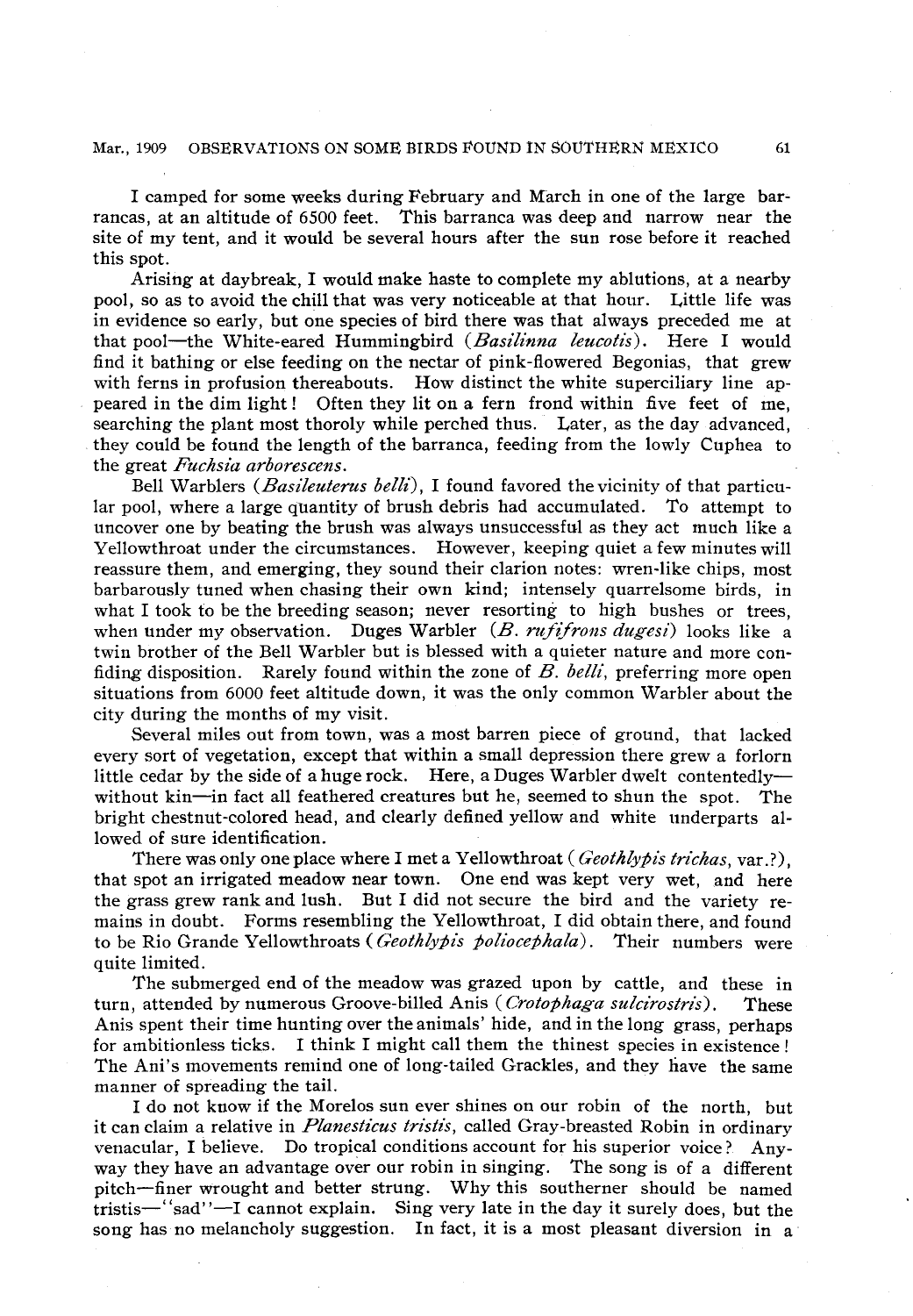I camped for some weeks during February and March in one of the large barrancas, at an altitude of 6500 feet. This barranca was deep and narrow near the site of my tent, and it would be several hours after the sun rose before it reached this spot.

Arising at daybreak, I would make haste to complete my ablutions, at a nearby pool, so as to avoid the chill that was very noticeable at that hour. Little life was in evidence so early, but one species of bird there was that always preceded me at that pool—the White-eared Hummingbird (*Basilinna leucotis*). Here I would find it bathing or else feeding on the nectar of pink-flowered Begonias, that grew with ferns in profusion thereabouts. How distinct the white superciliary line appeared in the dim light! Often they lit on a fern frond within five feet of me, searching the plant most thoroly while perched thus. Later, as the day advanced, they could be found the length of the barranca, feeding from the lowly Cuphea to the great *Fuchsia arborescens*.

Bell Warblers (*Basileuterus belli*), I found favored the vicinity of that particular pool, where a large quantity of brush debris had accumulated. To attempt to uncover one by beating the brush was always unsuccessful as they act much like a Yellowthroat under the circumstances. However, keeping quiet a few minutes will reassure them, and emerging, they sound their clarion notes: wren-like chips, most barbarously tuned when chasing their own kind; intensely quarrelsome birds, in what I took to be the breeding season; never resorting to high bushes or trees, when under my observation. Duges Warbler (*B. rufifrons dugesi*) looks like a twin brother of the Bell Warbler but is blessed with a quieter nature and more confiding disposition. Rarely found within the zone of *B. belli*, preferring more open situations from 6000 feet altitude down, it was the only common Warbler about the city during the months of my visit.

Several miles out from town, was a most barren piece of ground, that lacked every sort of vegetation, except that within a small depression there grew a forlorn little cedar by the side of a huge rock. Here, a Duges Warbler dwelt contentedly—without kin—in fact all feathered creatures but he, seemed to shun the spot. The bright chestnut-colored head, and clearly defined yellow and white underparts allowed of sure identification.

There was only one place where I met a Yellowthroat (*Geothlypis trichas*, var.?), that spot an irrigated meadow near town. One end was kept very wet, and here the grass grew rank and lush. But I did not secure the bird and the variety remains in doubt. Forms resembling the Yellowthroat, I did obtain there, and found to be Rio Grande Yellowthroats (*Geothlypis poliocephala*). Their numbers were quite limited.

The submerged end of the meadow was grazed upon by cattle, and these in turn, attended by numerous Groove-billed Anis (*Crotophaga sulcirostris*). These Anis spent their time hunting over the animals' hide, and in the long grass, perhaps for ambitionless ticks. I think I might call them the thinest species in existence! The Ani's movements remind one of long-tailed Grackles, and they have the same manner of spreading the tail.

I do not know if the Morelos sun ever shines on our robin of the north, but it can claim a relative in *Planesticus tristis*, called Gray-breasted Robin in ordinary venacular, I believe. Do tropical conditions account for his superior voice? Anyway they have an advantage over our robin in singing. The song is of a different pitch—finer wrought and better strung. Why this southerner should be named tristis—"sad"—I cannot explain. Sing very late in the day it surely does, but the song has no melancholy suggestion. In fact, it is a most pleasant diversion in a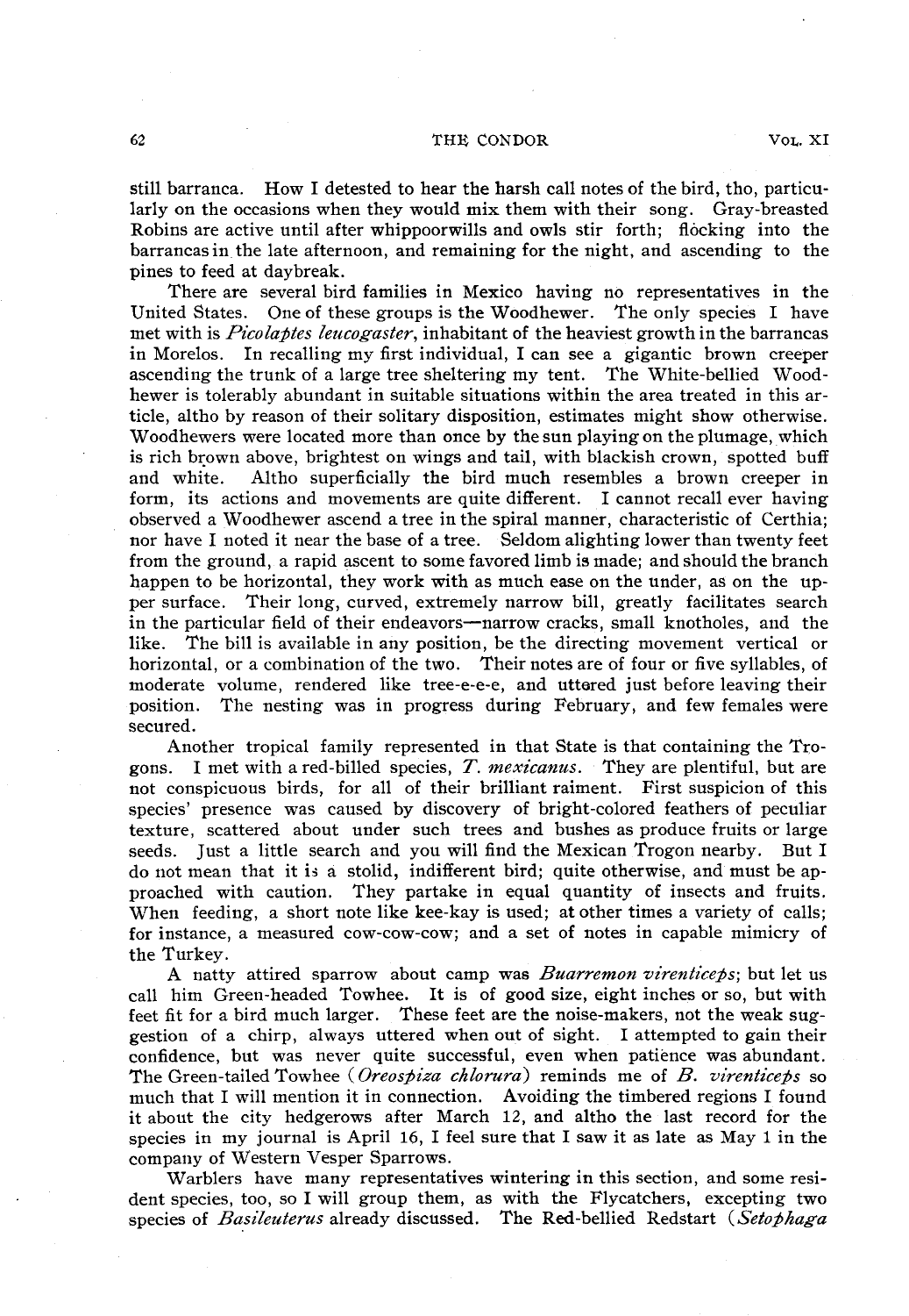still barranca. How I detested to hear the harsh call notes of the bird, tho, particularly on the occasions when they would mix them with their song. Gray-breasted Robins are active until after whippoorwills and owls stir forth; flocking into the barrancas in the late afternoon, and remaining for the night, and ascending to the pines to feed at daybreak.

There are several bird families in Mexico having no representatives in the United States. One of these groups is the Woodhewer. The only species I have met with is *Picolaptes leucogaster*, inhabitant of the heaviest growth in the barrancas in Morelos. In recalling my first individual, I can see a gigantic brown creeper ascending the trunk of a large tree sheltering my tent. The White-bellied Woodhewer is tolerably abundant in suitable situations within the area treated in this article, altho by reason of their solitary disposition, estimates might show otherwise. Woodhewers were located more than once by the sun playing on the plumage, which is rich brown above, brightest on wings and tail, with blackish crown, spotted buff and white. Altho superficially the bird much resembles a brown creeper in form, its actions and movements are quite different. I cannot recall ever having observed a Woodhewer ascend a tree in the spiral manner, characteristic of Certhia; nor have I noted it near the base of a tree. Seldom alighting lower than twenty feet from the ground, a rapid ascent to some favored limb is made; and should the branch happen to be horizontal, they work with as much ease on the under, as on the upper surface. Their long, curved, extremely narrow bill, greatly facilitates search in the particular field of their endeavors—narrow cracks, small knotholes, and the like. The bill is available in any position, be the directing movement vertical or horizontal, or a combination of the two. Their notes are of four or five syllables, of moderate volume, rendered like tree-e-e-e, and uttered just before leaving their position. The nesting was in progress during February, and few females were secured.

Another tropical family represented in that State is that containing the Trogons. I met with a red-billed species, *T. mexicanus*. They are plentiful, but are not conspicuous birds, for all of their brilliant raiment. First suspicion of this species' presence was caused by discovery of bright-colored feathers of peculiar texture, scattered about under such trees and bushes as produce fruits or large seeds. Just a little search and you will find the Mexican Trogon nearby. But I do not mean that it is a stolid, indifferent bird; quite otherwise, and must be approached with caution. They partake in equal quantity of insects and fruits. When feeding, a short note like kee-kay is used; at other times a variety of calls; for instance, a measured cow-cow-cow; and a set of notes in capable mimicry of the Turkey.

A natty attired sparrow about camp was *Buarremon virenticeps*; but let us call him Green-headed Towhee. It is of good size, eight inches or so, but with feet fit for a bird much larger. These feet are the noise-makers, not the weak suggestion of a chirp, always uttered when out of sight. I attempted to gain their confidence, but was never quite successful, even when patience was abundant. The Green-tailed Towhee (*Oreospiza chlorura*) reminds me of *B. virenticeps* so much that I will mention it in connection. Avoiding the timbered regions I found it about the city hedgerows after March 12, and altho the last record for the species in my journal is April 16, I feel sure that I saw it as late as May 1 in the company of Western Vesper Sparrows.

Warblers have many representatives wintering in this section, and some resident species, too, so I will group them, as with the Flycatchers, excepting two species of *Basileuterus* already discussed. The Red-bellied Redstart (*Setophaga*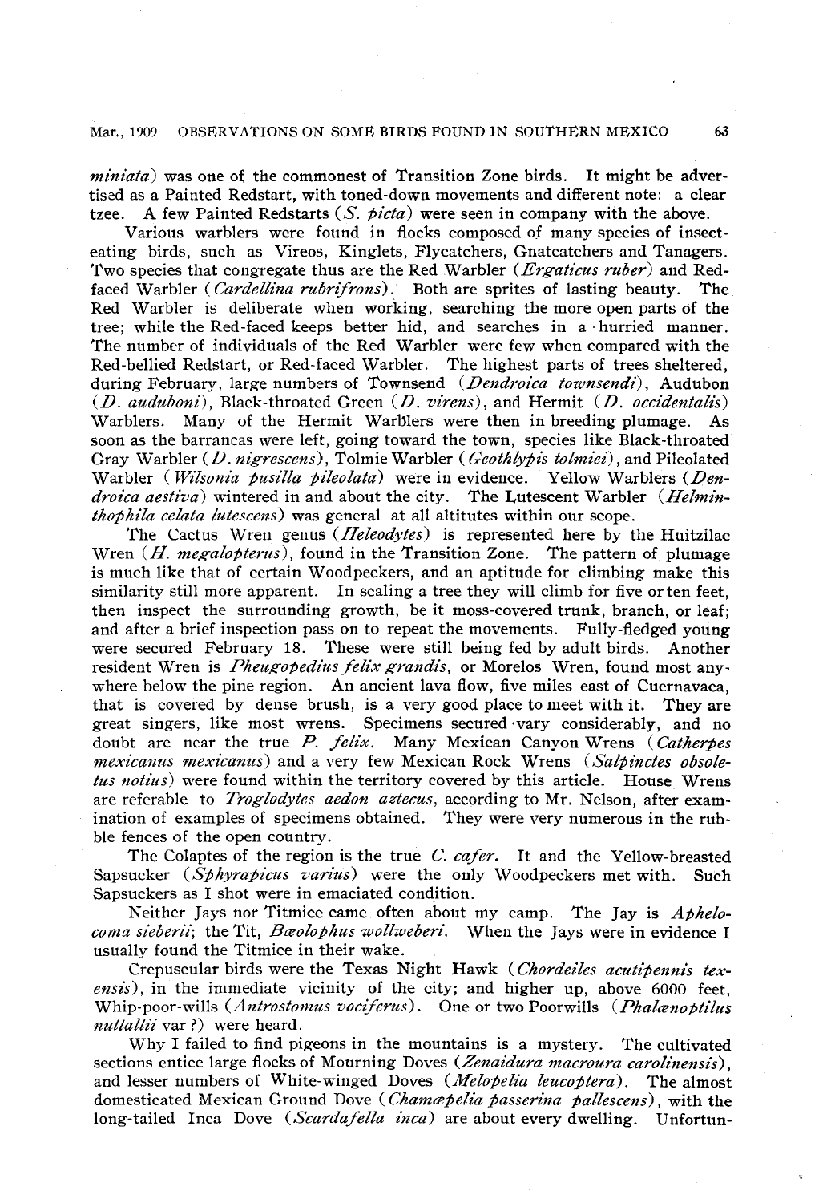*miniata*) was one of the commonest of Transition Zone birds. It might be advertised as a Painted Redstart, with toned-down movements and different note: a clear tzee. A few Painted Redstarts (*S. picta*) were seen in company with the above.

Various warblers were found in flocks composed of many species of insect-eating birds, such as Vireos, Kinglets, Flycatchers, Gnatcatchers and Tanagers. Two species that congregate thus are the Red Warbler (*Ergaticus ruber*) and Red-faced Warbler (*Cardellina rubrifrons*). Both are sprites of lasting beauty. The Red Warbler is deliberate when working, searching the more open parts of the tree; while the Red-faced keeps better hid, and searches in a hurried manner. The number of individuals of the Red Warbler were few when compared with the Red-bellied Redstart, or Red-faced Warbler. The highest parts of trees sheltered, during February, large numbers of Townsend (*Dendroica townsendi*), Audubon (*D. auduboni*), Black-throated Green (*D. virens*), and Hermit (*D. occidentalis*) Warblers. Many of the Hermit Warblers were then in breeding plumage. As soon as the barrancas were left, going toward the town, species like Black-throated Gray Warbler (*D. nigrescens*), Tolmie Warbler (*Geothlypis tolmiei*), and Pileolated Warbler (*Wilsonia pusilla pileolata*) were in evidence. Yellow Warblers (*Dendroica aestiva*) wintered in and about the city. The Lutescent Warbler (*Helminthophila celata lutescens*) was general at all altitutes within our scope.

The Cactus Wren genus (*Heleodytes*) is represented here by the Huitzilac Wren (*H. megalopterus*), found in the Transition Zone. The pattern of plumage is much like that of certain Woodpeckers, and an aptitude for climbing make this similarity still more apparent. In scaling a tree they will climb for five or ten feet, then inspect the surrounding growth, be it moss-covered trunk, branch, or leaf; and after a brief inspection pass on to repeat the movements. Fully-fledged young were secured February 18. These were still being fed by adult birds. Another resident Wren is *Pheugopedius felix grandis*, or Morelos Wren, found most anywhere below the pine region. An ancient lava flow, five miles east of Cuernavaca, that is covered by dense brush, is a very good place to meet with it. They are great singers, like most wrens. Specimens secured vary considerably, and no doubt are near the true *P. felix*. Many Mexican Canyon Wrens (*Catherpes mexicanus mexicanus*) and a very few Mexican Rock Wrens (*Salpinctes obsoletus notius*) were found within the territory covered by this article. House Wrens are referable to *Troglodytes aedon aztecus*, according to Mr. Nelson, after examination of examples of specimens obtained. They were very numerous in the rubble fences of the open country.

The Colaptes of the region is the true *C. cafer*. It and the Yellow-breasted Sapsucker (*Sphyrapicus varius*) were the only Woodpeckers met with. Such Sapsuckers as I shot were in emaciated condition.

Neither Jays nor Titmice came often about my camp. The Jay is *Aphelocoma sieberii*; the Tit, *Bæolophus wollweberi*. When the Jays were in evidence I usually found the Titmice in their wake.

Crepuscular birds were the Texas Night Hawk (*Chordeiles acutipennis texensis*), in the immediate vicinity of the city; and higher up, above 6000 feet, Whip-poor-wills (*Antrostomus vociferus*). One or two Poorwills (*Phalænoptilus nuttallii* var ?) were heard.

Why I failed to find pigeons in the mountains is a mystery. The cultivated sections entice large flocks of Mourning Doves (*Zenaidura macroura carolinensis*), and lesser numbers of White-winged Doves (*Melopelia leucoptera*). The almost domesticated Mexican Ground Dove (*Chamæpelia passerina pallescens*), with the long-tailed Inca Dove (*Scardafella inca*) are about every dwelling. Unfortun-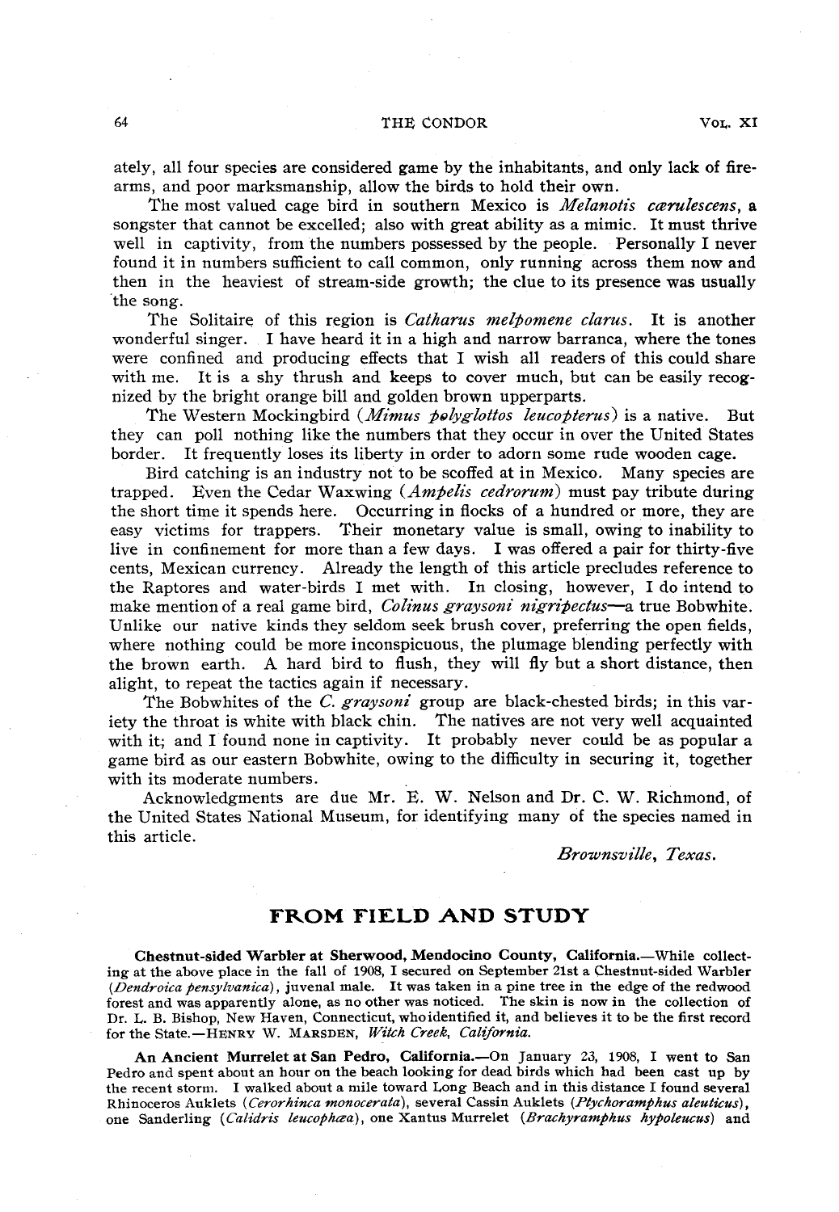ately, all four species are considered game by the inhabitants, and only lack of firearms, and poor marksmanship, allow the birds to hold their own.

The most valued cage bird in southern Mexico is *Melanotis cærulescens*, a songster that cannot be excelled; also with great ability as a mimic. It must thrive well in captivity, from the numbers possessed by the people. Personally I never found it in numbers sufficient to call common, only running across them now and then in the heaviest of stream-side growth; the clue to its presence was usually the song.

The Solitaire of this region is *Catharus melpomene clarus*. It is another wonderful singer. I have heard it in a high and narrow barranca, where the tones were confined and producing effects that I wish all readers of this could share with me. It is a shy thrush and keeps to cover much, but can be easily recognized by the bright orange bill and golden brown upperparts.

The Western Mockingbird (*Mimus polyglottos leucopterus*) is a native. But they can poll nothing like the numbers that they occur in over the United States border. It frequently loses its liberty in order to adorn some rude wooden cage.

Bird catching is an industry not to be scoffed at in Mexico. Many species are trapped. Even the Cedar Waxwing (*Ampelis cedrorum*) must pay tribute during the short time it spends here. Occurring in flocks of a hundred or more, they are easy victims for trappers. Their monetary value is small, owing to inability to live in confinement for more than a few days. I was offered a pair for thirty-five cents, Mexican currency. Already the length of this article precludes reference to the Raptores and water-birds I met with. In closing, however, I do intend to make mention of a real game bird, *Colinus graysoni nigripectus*—a true Bobwhite. Unlike our native kinds they seldom seek brush cover, preferring the open fields, where nothing could be more inconspicuous, the plumage blending perfectly with the brown earth. A hard bird to flush, they will fly but a short distance, then alight, to repeat the tactics again if necessary.

The Bobwhites of the *C. graysoni* group are black-chested birds; in this variety the throat is white with black chin. The natives are not very well acquainted with it; and I found none in captivity. It probably never could be as popular a game bird as our eastern Bobwhite, owing to the difficulty in securing it, together with its moderate numbers.

Acknowledgments are due Mr. E. W. Nelson and Dr. C. W. Richmond, of the United States National Museum, for identifying many of the species named in this article.

*Brownsville, Texas.*

## FROM FIELD AND STUDY

**Chestnut-sided Warbler at Sherwood, Mendocino County, California.**—While collecting at the above place in the fall of 1908, I secured on September 21st a Chestnut-sided Warbler (*Dendroica pensylvanica*), juvenal male. It was taken in a pine tree in the edge of the redwood forest and was apparently alone, as no other was noticed. The skin is now in the collection of Dr. L. B. Bishop, New Haven, Connecticut, who identified it, and believes it to be the first record for the State.—HENRY W. MARSDEN, *Witch Creek, California.*

**An Ancient Murrelet at San Pedro, California.**—On January 23, 1908, I went to San Pedro and spent about an hour on the beach looking for dead birds which had been cast up by the recent storm. I walked about a mile toward Long Beach and in this distance I found several Rhinoceros Auklets (*Cerorhinca monocerata*), several Cassin Auklets (*Ptychoramphus aleuticus*), one Sanderling (*Calidris leucophæa*), one Xantus Murrelet (*Brachyramphus hypoleucus*) and